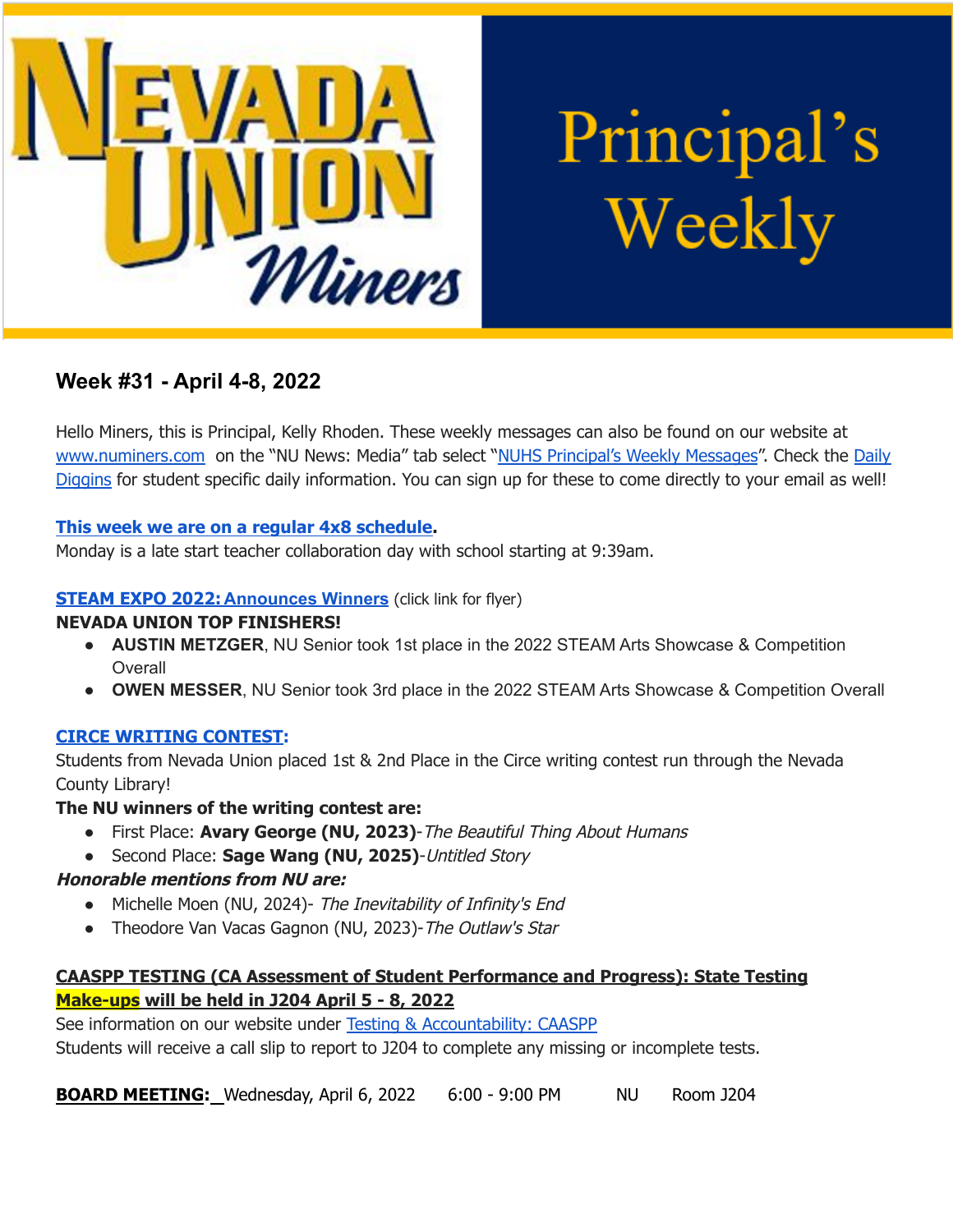# Nevada Union Miners — Principal's Weekly

## Week #31 - April 4-8, 2022

Hello Miners, this is Principal, Kelly Rhoden. These weekly messages can also be found on our website at www.numiners.com on the "NU News: Media" tab select "NUHS Principal's Weekly Messages". Check the Daily Diggins for student specific daily information. You can sign up for these to come directly to your email as well!

**This week we are on a regular 4x8 schedule.**
Monday is a late start teacher collaboration day with school starting at 9:39am.

**STEAM EXPO 2022: Announces Winners** (click link for flyer)
**NEVADA UNION TOP FINISHERS!**

- **AUSTIN METZGER**, NU Senior took 1st place in the 2022 STEAM Arts Showcase & Competition Overall
- **OWEN MESSER**, NU Senior took 3rd place in the 2022 STEAM Arts Showcase & Competition Overall

**CIRCE WRITING CONTEST:**
Students from Nevada Union placed 1st & 2nd Place in the Circe writing contest run through the Nevada County Library!
**The NU winners of the writing contest are:**

- First Place: **Avary George (NU, 2023)**-*The Beautiful Thing About Humans*
- Second Place: **Sage Wang (NU, 2025)**-*Untitled Story*

***Honorable mentions from NU are:***

- Michelle Moen (NU, 2024)- *The Inevitability of Infinity's End*
- Theodore Van Vacas Gagnon (NU, 2023)-*The Outlaw's Star*

**CAASPP TESTING (CA Assessment of Student Performance and Progress): State Testing Make-ups will be held in J204 April 5 - 8, 2022**
See information on our website under Testing & Accountability: CAASPP
Students will receive a call slip to report to J204 to complete any missing or incomplete tests.

**BOARD MEETING:** Wednesday, April 6, 2022 6:00 - 9:00 PM NU Room J204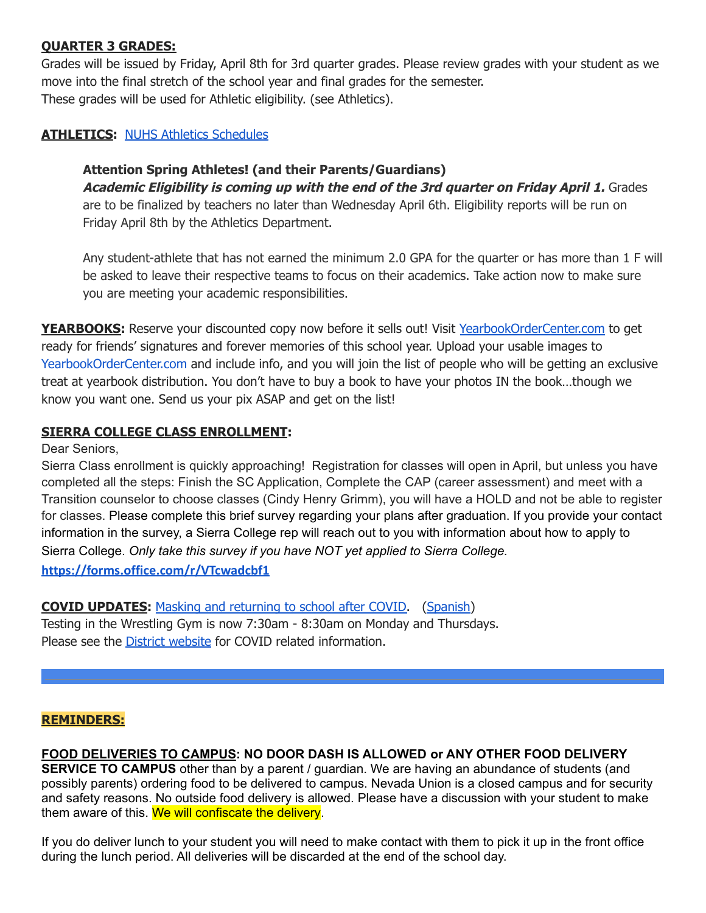**QUARTER 3 GRADES:**

Grades will be issued by Friday, April 8th for 3rd quarter grades. Please review grades with your student as we move into the final stretch of the school year and final grades for the semester.
These grades will be used for Athletic eligibility. (see Athletics).

**ATHLETICS:** [NUHS Athletics Schedules]

> **Attention Spring Athletes! (and their Parents/Guardians)**
> ***Academic Eligibility is coming up with the end of the 3rd quarter on Friday April 1.*** Grades are to be finalized by teachers no later than Wednesday April 6th. Eligibility reports will be run on Friday April 8th by the Athletics Department.
>
> Any student-athlete that has not earned the minimum 2.0 GPA for the quarter or has more than 1 F will be asked to leave their respective teams to focus on their academics. Take action now to make sure you are meeting your academic responsibilities.

**YEARBOOKS:** Reserve your discounted copy now before it sells out! Visit YearbookOrderCenter.com to get ready for friends' signatures and forever memories of this school year. Upload your usable images to YearbookOrderCenter.com and include info, and you will join the list of people who will be getting an exclusive treat at yearbook distribution. You don't have to buy a book to have your photos IN the book…though we know you want one. Send us your pix ASAP and get on the list!

**SIERRA COLLEGE CLASS ENROLLMENT:**

Dear Seniors,

Sierra Class enrollment is quickly approaching! Registration for classes will open in April, but unless you have completed all the steps: Finish the SC Application, Complete the CAP (career assessment) and meet with a Transition counselor to choose classes (Cindy Henry Grimm), you will have a HOLD and not be able to register for classes. Please complete this brief survey regarding your plans after graduation. If you provide your contact information in the survey, a Sierra College rep will reach out to you with information about how to apply to Sierra College. *Only take this survey if you have NOT yet applied to Sierra College.*

**https://forms.office.com/r/VTcwadcbf1**

**COVID UPDATES:** Masking and returning to school after COVID. (Spanish)
Testing in the Wrestling Gym is now 7:30am - 8:30am on Monday and Thursdays.
Please see the District website for COVID related information.

---

**REMINDERS:**

**FOOD DELIVERIES TO CAMPUS: NO DOOR DASH IS ALLOWED or ANY OTHER FOOD DELIVERY SERVICE TO CAMPUS** other than by a parent / guardian. We are having an abundance of students (and possibly parents) ordering food to be delivered to campus. Nevada Union is a closed campus and for security and safety reasons. No outside food delivery is allowed. Please have a discussion with your student to make them aware of this. We will confiscate the delivery.

If you do deliver lunch to your student you will need to make contact with them to pick it up in the front office during the lunch period. All deliveries will be discarded at the end of the school day.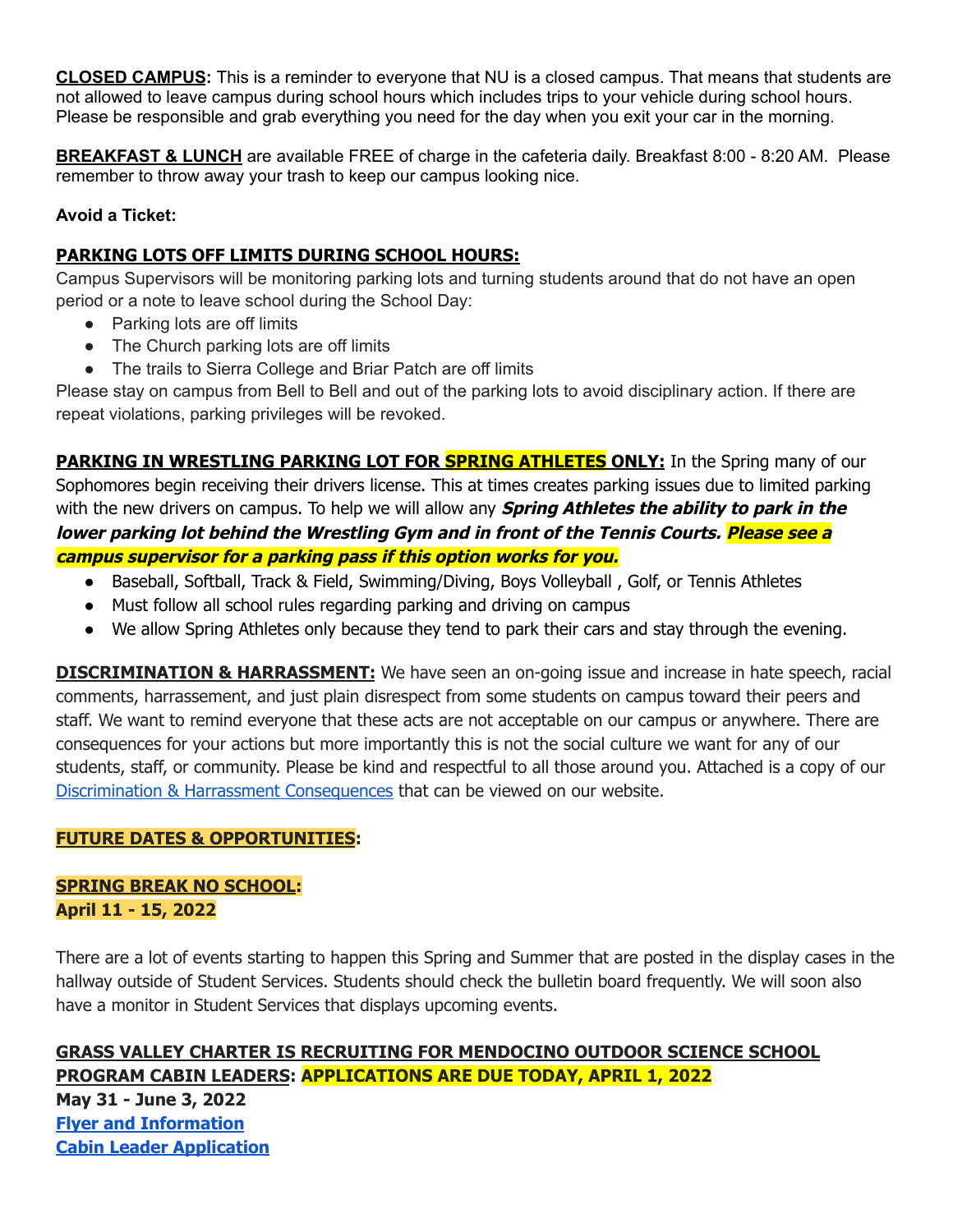**CLOSED CAMPUS:** This is a reminder to everyone that NU is a closed campus. That means that students are not allowed to leave campus during school hours which includes trips to your vehicle during school hours. Please be responsible and grab everything you need for the day when you exit your car in the morning.

**BREAKFAST & LUNCH** are available FREE of charge in the cafeteria daily. Breakfast 8:00 - 8:20 AM. Please remember to throw away your trash to keep our campus looking nice.

**Avoid a Ticket:**

**PARKING LOTS OFF LIMITS DURING SCHOOL HOURS:**

Campus Supervisors will be monitoring parking lots and turning students around that do not have an open period or a note to leave school during the School Day:

- Parking lots are off limits
- The Church parking lots are off limits
- The trails to Sierra College and Briar Patch are off limits

Please stay on campus from Bell to Bell and out of the parking lots to avoid disciplinary action. If there are repeat violations, parking privileges will be revoked.

**PARKING IN WRESTLING PARKING LOT FOR SPRING ATHLETES ONLY:** In the Spring many of our Sophomores begin receiving their drivers license. This at times creates parking issues due to limited parking with the new drivers on campus. To help we will allow any ***Spring Athletes the ability to park in the lower parking lot behind the Wrestling Gym and in front of the Tennis Courts. Please see a campus supervisor for a parking pass if this option works for you.***

- Baseball, Softball, Track & Field, Swimming/Diving, Boys Volleyball , Golf, or Tennis Athletes
- Must follow all school rules regarding parking and driving on campus
- We allow Spring Athletes only because they tend to park their cars and stay through the evening.

**DISCRIMINATION & HARRASSMENT:** We have seen an on-going issue and increase in hate speech, racial comments, harrassement, and just plain disrespect from some students on campus toward their peers and staff. We want to remind everyone that these acts are not acceptable on our campus or anywhere. There are consequences for your actions but more importantly this is not the social culture we want for any of our students, staff, or community. Please be kind and respectful to all those around you. Attached is a copy of our Discrimination & Harrassment Consequences that can be viewed on our website.

**FUTURE DATES & OPPORTUNITIES:**

**SPRING BREAK NO SCHOOL:**
**April 11 - 15, 2022**

There are a lot of events starting to happen this Spring and Summer that are posted in the display cases in the hallway outside of Student Services. Students should check the bulletin board frequently. We will soon also have a monitor in Student Services that displays upcoming events.

**GRASS VALLEY CHARTER IS RECRUITING FOR MENDOCINO OUTDOOR SCIENCE SCHOOL PROGRAM CABIN LEADERS: APPLICATIONS ARE DUE TODAY, APRIL 1, 2022**
**May 31 - June 3, 2022**
**Flyer and Information**
**Cabin Leader Application**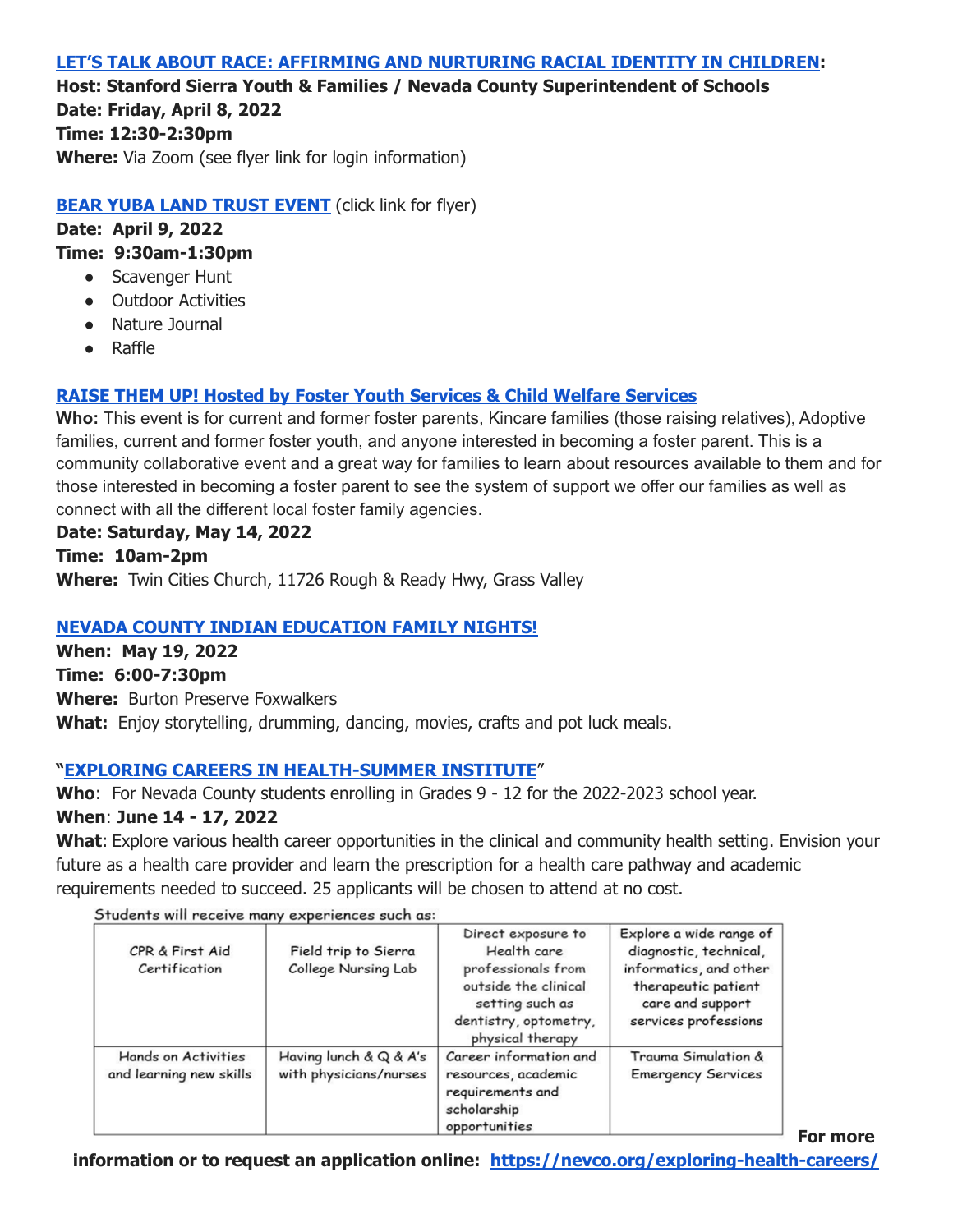**LET'S TALK ABOUT RACE: AFFIRMING AND NURTURING RACIAL IDENTITY IN CHILDREN:**

**Host: Stanford Sierra Youth & Families / Nevada County Superintendent of Schools**

**Date: Friday, April 8, 2022**

**Time: 12:30-2:30pm**

**Where:** Via Zoom (see flyer link for login information)

**BEAR YUBA LAND TRUST EVENT** (click link for flyer)

**Date: April 9, 2022**

**Time: 9:30am-1:30pm**

- Scavenger Hunt
- Outdoor Activities
- Nature Journal
- Raffle

**RAISE THEM UP! Hosted by Foster Youth Services & Child Welfare Services**

**Who:** This event is for current and former foster parents, Kincare families (those raising relatives), Adoptive families, current and former foster youth, and anyone interested in becoming a foster parent. This is a community collaborative event and a great way for families to learn about resources available to them and for those interested in becoming a foster parent to see the system of support we offer our families as well as connect with all the different local foster family agencies.

**Date: Saturday, May 14, 2022**

**Time: 10am-2pm**

**Where:** Twin Cities Church, 11726 Rough & Ready Hwy, Grass Valley

**NEVADA COUNTY INDIAN EDUCATION FAMILY NIGHTS!**

**When: May 19, 2022**

**Time: 6:00-7:30pm**

**Where:** Burton Preserve Foxwalkers

**What:** Enjoy storytelling, drumming, dancing, movies, crafts and pot luck meals.

"**EXPLORING CAREERS IN HEALTH-SUMMER INSTITUTE**"

**Who**: For Nevada County students enrolling in Grades 9 - 12 for the 2022-2023 school year.

**When**: **June 14 - 17, 2022**

**What**: Explore various health career opportunities in the clinical and community health setting. Envision your future as a health care provider and learn the prescription for a health care pathway and academic requirements needed to succeed. 25 applicants will be chosen to attend at no cost.

Students will receive many experiences such as:

| | | | |
|---|---|---|---|
| CPR & First Aid Certification | Field trip to Sierra College Nursing Lab | Direct exposure to Health care professionals from outside the clinical setting such as dentistry, optometry, physical therapy | Explore a wide range of diagnostic, technical, informatics, and other therapeutic patient care and support services professions |
| Hands on Activities and learning new skills | Having lunch & Q & A's with physicians/nurses | Career information and resources, academic requirements and scholarship opportunities | Trauma Simulation & Emergency Services |

**For more information or to request an application online: https://nevco.org/exploring-health-careers/**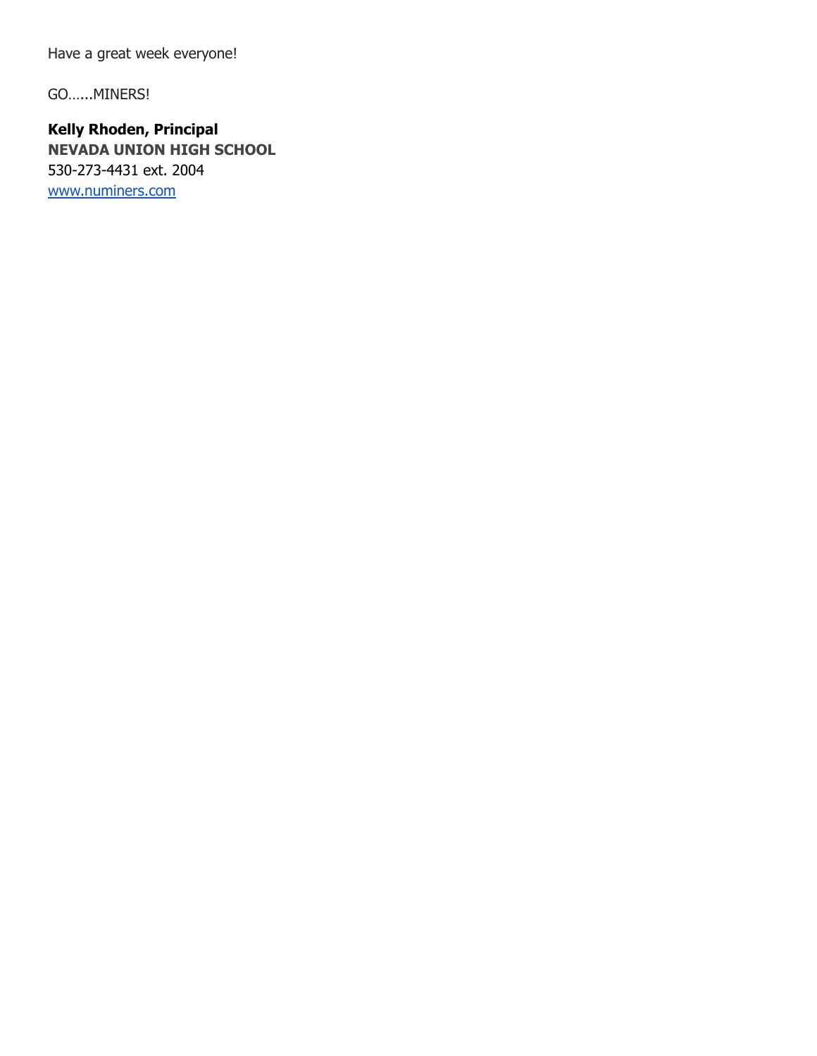Have a great week everyone!

GO…...MINERS!

**Kelly Rhoden, Principal**
**NEVADA UNION HIGH SCHOOL**
530-273-4431 ext. 2004
[www.numiners.com](http://www.numiners.com)